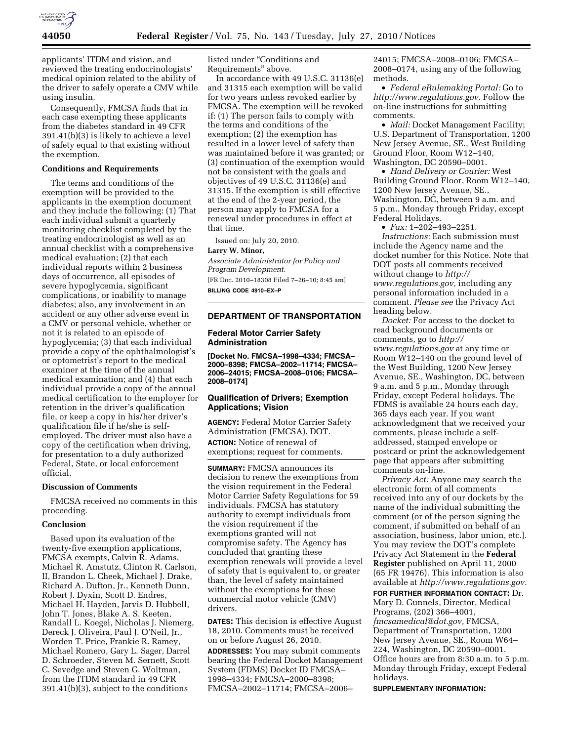applicants' ITDM and vision, and reviewed the treating endocrinologists' medical opinion related to the ability of the driver to safely operate a CMV while using insulin.

Consequently, FMCSA finds that in each case exempting these applicants from the diabetes standard in 49 CFR 391.41(b)(3) is likely to achieve a level of safety equal to that existing without the exemption.

### Conditions and Requirements

The terms and conditions of the exemption will be provided to the applicants in the exemption document and they include the following: (1) That each individual submit a quarterly monitoring checklist completed by the treating endocrinologist as well as an annual checklist with a comprehensive medical evaluation; (2) that each individual reports within 2 business days of occurrence, all episodes of severe hypoglycemia, significant complications, or inability to manage diabetes; also, any involvement in an accident or any other adverse event in a CMV or personal vehicle, whether or not it is related to an episode of hypoglycemia; (3) that each individual provide a copy of the ophthalmologist's or optometrist's report to the medical examiner at the time of the annual medical examination; and (4) that each individual provide a copy of the annual medical certification to the employer for retention in the driver's qualification file, or keep a copy in his/her driver's qualification file if he/she is self-employed. The driver must also have a copy of the certification when driving, for presentation to a duly authorized Federal, State, or local enforcement official.

### Discussion of Comments

FMCSA received no comments in this proceeding.

### Conclusion

Based upon its evaluation of the twenty-five exemption applications, FMCSA exempts, Calvin R. Adams, Michael R. Amstutz, Clinton R. Carlson, II, Brandon L. Cheek, Michael J. Drake, Richard A. Dufton, Jr., Kenneth Dunn, Robert J. Dyxin, Scott D. Endres, Michael H. Hayden, Jarvis D. Hubbell, John T. Jones, Blake A. S. Keeten, Randall L. Koegel, Nicholas J. Niemerg, Dereck J. Oliveira, Paul J. O'Neil, Jr., Worden T. Price, Frankie R. Ramey, Michael Romero, Gary L. Sager, Darrel D. Schroeder, Steven M. Sernett, Scott C. Sevedge and Steven G. Woltman, from the ITDM standard in 49 CFR 391.41(b)(3), subject to the conditions listed under "Conditions and Requirements" above.

In accordance with 49 U.S.C. 31136(e) and 31315 each exemption will be valid for two years unless revoked earlier by FMCSA. The exemption will be revoked if: (1) The person fails to comply with the terms and conditions of the exemption; (2) the exemption has resulted in a lower level of safety than was maintained before it was granted; or (3) continuation of the exemption would not be consistent with the goals and objectives of 49 U.S.C. 31136(e) and 31315. If the exemption is still effective at the end of the 2-year period, the person may apply to FMCSA for a renewal under procedures in effect at that time.

Issued on: July 20, 2010.

**Larry W. Minor,**

*Associate Administrator for Policy and Program Development.*

[FR Doc. 2010–18308 Filed 7–26–10; 8:45 am]

**BILLING CODE 4910–EX–P**

---

## DEPARTMENT OF TRANSPORTATION

### Federal Motor Carrier Safety Administration

**[Docket No. FMCSA–1998–4334; FMCSA–2000–8398; FMCSA–2002–11714; FMCSA–2006–24015; FMCSA–2008–0106; FMCSA–2008–0174]**

### Qualification of Drivers; Exemption Applications; Vision

**AGENCY:** Federal Motor Carrier Safety Administration (FMCSA), DOT.

**ACTION:** Notice of renewal of exemptions; request for comments.

**SUMMARY:** FMCSA announces its decision to renew the exemptions from the vision requirement in the Federal Motor Carrier Safety Regulations for 59 individuals. FMCSA has statutory authority to exempt individuals from the vision requirement if the exemptions granted will not compromise safety. The Agency has concluded that granting these exemption renewals will provide a level of safety that is equivalent to, or greater than, the level of safety maintained without the exemptions for these commercial motor vehicle (CMV) drivers.

**DATES:** This decision is effective August 18, 2010. Comments must be received on or before August 26, 2010.

**ADDRESSES:** You may submit comments bearing the Federal Docket Management System (FDMS) Docket ID FMCSA–1998–4334; FMCSA–2000–8398; FMCSA–2002–11714; FMCSA–2006–24015; FMCSA–2008–0106; FMCSA–2008–0174, using any of the following methods.

- *Federal eRulemaking Portal:* Go to *http://www.regulations.gov.* Follow the on-line instructions for submitting comments.
- *Mail:* Docket Management Facility; U.S. Department of Transportation, 1200 New Jersey Avenue, SE., West Building Ground Floor, Room W12–140, Washington, DC 20590–0001.
- *Hand Delivery or Courier:* West Building Ground Floor, Room W12–140, 1200 New Jersey Avenue, SE., Washington, DC, between 9 a.m. and 5 p.m., Monday through Friday, except Federal Holidays.
- *Fax:* 1–202–493–2251.

*Instructions:* Each submission must include the Agency name and the docket number for this Notice. Note that DOT posts all comments received without change to *http://www.regulations.gov,* including any personal information included in a comment. *Please see* the Privacy Act heading below.

*Docket:* For access to the docket to read background documents or comments, go to *http://www.regulations.gov* at any time or Room W12–140 on the ground level of the West Building, 1200 New Jersey Avenue, SE., Washington, DC, between 9 a.m. and 5 p.m., Monday through Friday, except Federal holidays. The FDMS is available 24 hours each day, 365 days each year. If you want acknowledgment that we received your comments, please include a self-addressed, stamped envelope or postcard or print the acknowledgement page that appears after submitting comments on-line.

*Privacy Act:* Anyone may search the electronic form of all comments received into any of our dockets by the name of the individual submitting the comment (or of the person signing the comment, if submitted on behalf of an association, business, labor union, etc.). You may review the DOT's complete Privacy Act Statement in the **Federal Register** published on April 11, 2000 (65 FR 19476). This information is also available at *http://www.regulations.gov.*

**FOR FURTHER INFORMATION CONTACT:** Dr. Mary D. Gunnels, Director, Medical Programs, (202) 366–4001, *fmcsamedical@dot.gov,* FMCSA, Department of Transportation, 1200 New Jersey Avenue, SE., Room W64–224, Washington, DC 20590–0001. Office hours are from 8:30 a.m. to 5 p.m. Monday through Friday, except Federal holidays.

**SUPPLEMENTARY INFORMATION:**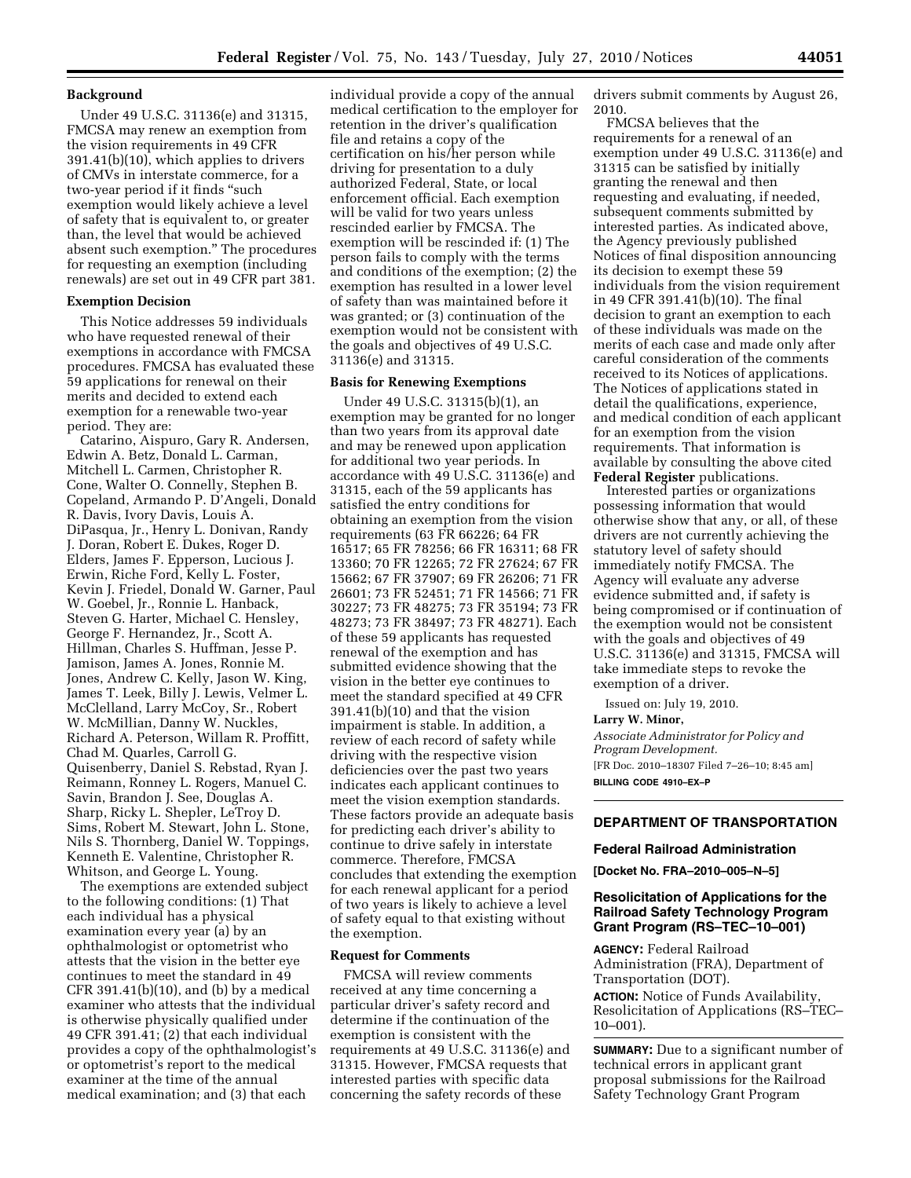### Background

Under 49 U.S.C. 31136(e) and 31315, FMCSA may renew an exemption from the vision requirements in 49 CFR 391.41(b)(10), which applies to drivers of CMVs in interstate commerce, for a two-year period if it finds "such exemption would likely achieve a level of safety that is equivalent to, or greater than, the level that would be achieved absent such exemption." The procedures for requesting an exemption (including renewals) are set out in 49 CFR part 381.

### Exemption Decision

This Notice addresses 59 individuals who have requested renewal of their exemptions in accordance with FMCSA procedures. FMCSA has evaluated these 59 applications for renewal on their merits and decided to extend each exemption for a renewable two-year period. They are:

Catarino, Aispuro, Gary R. Andersen, Edwin A. Betz, Donald L. Carman, Mitchell L. Carmen, Christopher R. Cone, Walter O. Connelly, Stephen B. Copeland, Armando P. D'Angeli, Donald R. Davis, Ivory Davis, Louis A. DiPasqua, Jr., Henry L. Donivan, Randy J. Doran, Robert E. Dukes, Roger D. Elders, James F. Epperson, Lucious J. Erwin, Riche Ford, Kelly L. Foster, Kevin J. Friedel, Donald W. Garner, Paul W. Goebel, Jr., Ronnie L. Hanback, Steven G. Harter, Michael C. Hensley, George F. Hernandez, Jr., Scott A. Hillman, Charles S. Huffman, Jesse P. Jamison, James A. Jones, Ronnie M. Jones, Andrew C. Kelly, Jason W. King, James T. Leek, Billy J. Lewis, Velmer L. McClelland, Larry McCoy, Sr., Robert W. McMillian, Danny W. Nuckles, Richard A. Peterson, Willam R. Proffitt, Chad M. Quarles, Carroll G. Quisenberry, Daniel S. Rebstad, Ryan J. Reimann, Ronney L. Rogers, Manuel C. Savin, Brandon J. See, Douglas A. Sharp, Ricky L. Shepler, LeTroy D. Sims, Robert M. Stewart, John L. Stone, Nils S. Thornberg, Daniel W. Toppings, Kenneth E. Valentine, Christopher R. Whitson, and George L. Young.

The exemptions are extended subject to the following conditions: (1) That each individual has a physical examination every year (a) by an ophthalmologist or optometrist who attests that the vision in the better eye continues to meet the standard in 49 CFR 391.41(b)(10), and (b) by a medical examiner who attests that the individual is otherwise physically qualified under 49 CFR 391.41; (2) that each individual provides a copy of the ophthalmologist's or optometrist's report to the medical examiner at the time of the annual medical examination; and (3) that each individual provide a copy of the annual medical certification to the employer for retention in the driver's qualification file and retains a copy of the certification on his/her person while driving for presentation to a duly authorized Federal, State, or local enforcement official. Each exemption will be valid for two years unless rescinded earlier by FMCSA. The exemption will be rescinded if: (1) The person fails to comply with the terms and conditions of the exemption; (2) the exemption has resulted in a lower level of safety than was maintained before it was granted; or (3) continuation of the exemption would not be consistent with the goals and objectives of 49 U.S.C. 31136(e) and 31315.

### Basis for Renewing Exemptions

Under 49 U.S.C. 31315(b)(1), an exemption may be granted for no longer than two years from its approval date and may be renewed upon application for additional two year periods. In accordance with 49 U.S.C. 31136(e) and 31315, each of the 59 applicants has satisfied the entry conditions for obtaining an exemption from the vision requirements (63 FR 66226; 64 FR 16517; 65 FR 78256; 66 FR 16311; 68 FR 13360; 70 FR 12265; 72 FR 27624; 67 FR 15662; 67 FR 37907; 69 FR 26206; 71 FR 26601; 73 FR 52451; 71 FR 14566; 71 FR 30227; 73 FR 48275; 73 FR 35194; 73 FR 48273; 73 FR 38497; 73 FR 48271). Each of these 59 applicants has requested renewal of the exemption and has submitted evidence showing that the vision in the better eye continues to meet the standard specified at 49 CFR 391.41(b)(10) and that the vision impairment is stable. In addition, a review of each record of safety while driving with the respective vision deficiencies over the past two years indicates each applicant continues to meet the vision exemption standards. These factors provide an adequate basis for predicting each driver's ability to continue to drive safely in interstate commerce. Therefore, FMCSA concludes that extending the exemption for each renewal applicant for a period of two years is likely to achieve a level of safety equal to that existing without the exemption.

### Request for Comments

FMCSA will review comments received at any time concerning a particular driver's safety record and determine if the continuation of the exemption is consistent with the requirements at 49 U.S.C. 31136(e) and 31315. However, FMCSA requests that interested parties with specific data concerning the safety records of these drivers submit comments by August 26, 2010.

FMCSA believes that the requirements for a renewal of an exemption under 49 U.S.C. 31136(e) and 31315 can be satisfied by initially granting the renewal and then requesting and evaluating, if needed, subsequent comments submitted by interested parties. As indicated above, the Agency previously published Notices of final disposition announcing its decision to exempt these 59 individuals from the vision requirement in 49 CFR 391.41(b)(10). The final decision to grant an exemption to each of these individuals was made on the merits of each case and made only after careful consideration of the comments received to its Notices of applications. The Notices of applications stated in detail the qualifications, experience, and medical condition of each applicant for an exemption from the vision requirements. That information is available by consulting the above cited **Federal Register** publications.

Interested parties or organizations possessing information that would otherwise show that any, or all, of these drivers are not currently achieving the statutory level of safety should immediately notify FMCSA. The Agency will evaluate any adverse evidence submitted and, if safety is being compromised or if continuation of the exemption would not be consistent with the goals and objectives of 49 U.S.C. 31136(e) and 31315, FMCSA will take immediate steps to revoke the exemption of a driver.

Issued on: July 19, 2010.

**Larry W. Minor,**

*Associate Administrator for Policy and Program Development.*

[FR Doc. 2010–18307 Filed 7–26–10; 8:45 am]

**BILLING CODE 4910–EX–P**

---

## DEPARTMENT OF TRANSPORTATION

### Federal Railroad Administration

**[Docket No. FRA–2010–005–N–5]**

## Resolicitation of Applications for the Railroad Safety Technology Program Grant Program (RS–TEC–10–001)

**AGENCY:** Federal Railroad Administration (FRA), Department of Transportation (DOT).

**ACTION:** Notice of Funds Availability, Resolicitation of Applications (RS–TEC–10–001).

**SUMMARY:** Due to a significant number of technical errors in applicant grant proposal submissions for the Railroad Safety Technology Grant Program